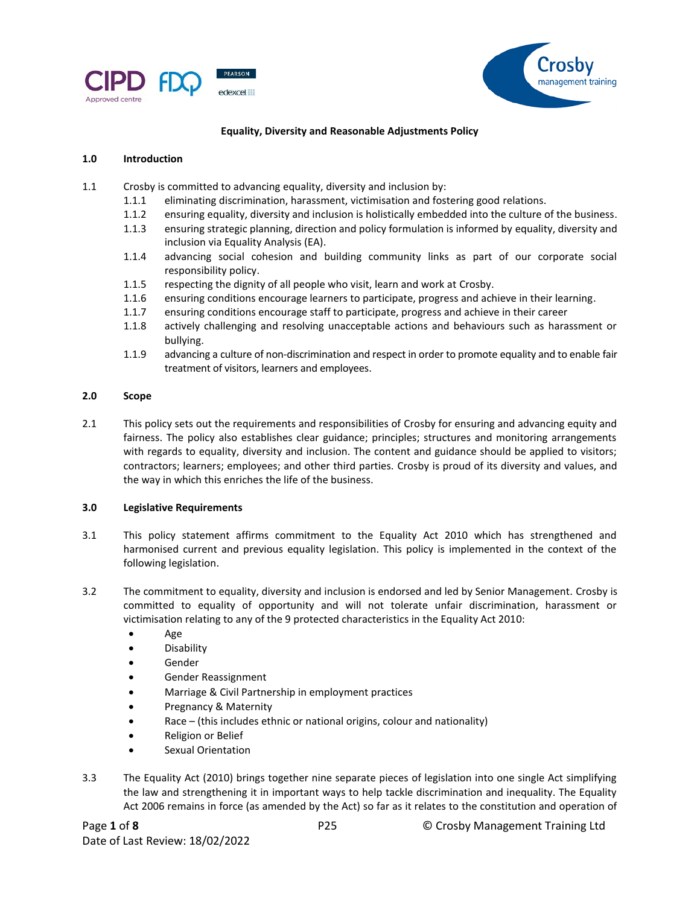# Equality, Diversity and Reasonable Adjustments Policy

## 1.0 Introduction

1.1 Crosby is committed to advancing equality, diversity and inclusion by:

- 1.1.1 eliminating discrimination, harassment, victimisation and fostering good relations.
- 1.1.2 ensuring equality, diversity and inclusion is holistically embedded into the culture of the business.
- 1.1.3 ensuring strategic planning, direction and policy formulation is informed by equality, diversity and inclusion via Equality Analysis (EA).
- 1.1.4 advancing social cohesion and building community links as part of our corporate social responsibility policy.
- 1.1.5 respecting the dignity of all people who visit, learn and work at Crosby.
- 1.1.6 ensuring conditions encourage learners to participate, progress and achieve in their learning.
- 1.1.7 ensuring conditions encourage staff to participate, progress and achieve in their career
- 1.1.8 actively challenging and resolving unacceptable actions and behaviours such as harassment or bullying.
- 1.1.9 advancing a culture of non-discrimination and respect in order to promote equality and to enable fair treatment of visitors, learners and employees.

## 2.0 Scope

2.1 This policy sets out the requirements and responsibilities of Crosby for ensuring and advancing equity and fairness. The policy also establishes clear guidance; principles; structures and monitoring arrangements with regards to equality, diversity and inclusion. The content and guidance should be applied to visitors; contractors; learners; employees; and other third parties. Crosby is proud of its diversity and values, and the way in which this enriches the life of the business.

## 3.0 Legislative Requirements

3.1 This policy statement affirms commitment to the Equality Act 2010 which has strengthened and harmonised current and previous equality legislation. This policy is implemented in the context of the following legislation.

3.2 The commitment to equality, diversity and inclusion is endorsed and led by Senior Management. Crosby is committed to equality of opportunity and will not tolerate unfair discrimination, harassment or victimisation relating to any of the 9 protected characteristics in the Equality Act 2010:

- Age
- Disability
- Gender
- Gender Reassignment
- Marriage & Civil Partnership in employment practices
- Pregnancy & Maternity
- Race – (this includes ethnic or national origins, colour and nationality)
- Religion or Belief
- Sexual Orientation

3.3 The Equality Act (2010) brings together nine separate pieces of legislation into one single Act simplifying the law and strengthening it in important ways to help tackle discrimination and inequality. The Equality Act 2006 remains in force (as amended by the Act) so far as it relates to the constitution and operation of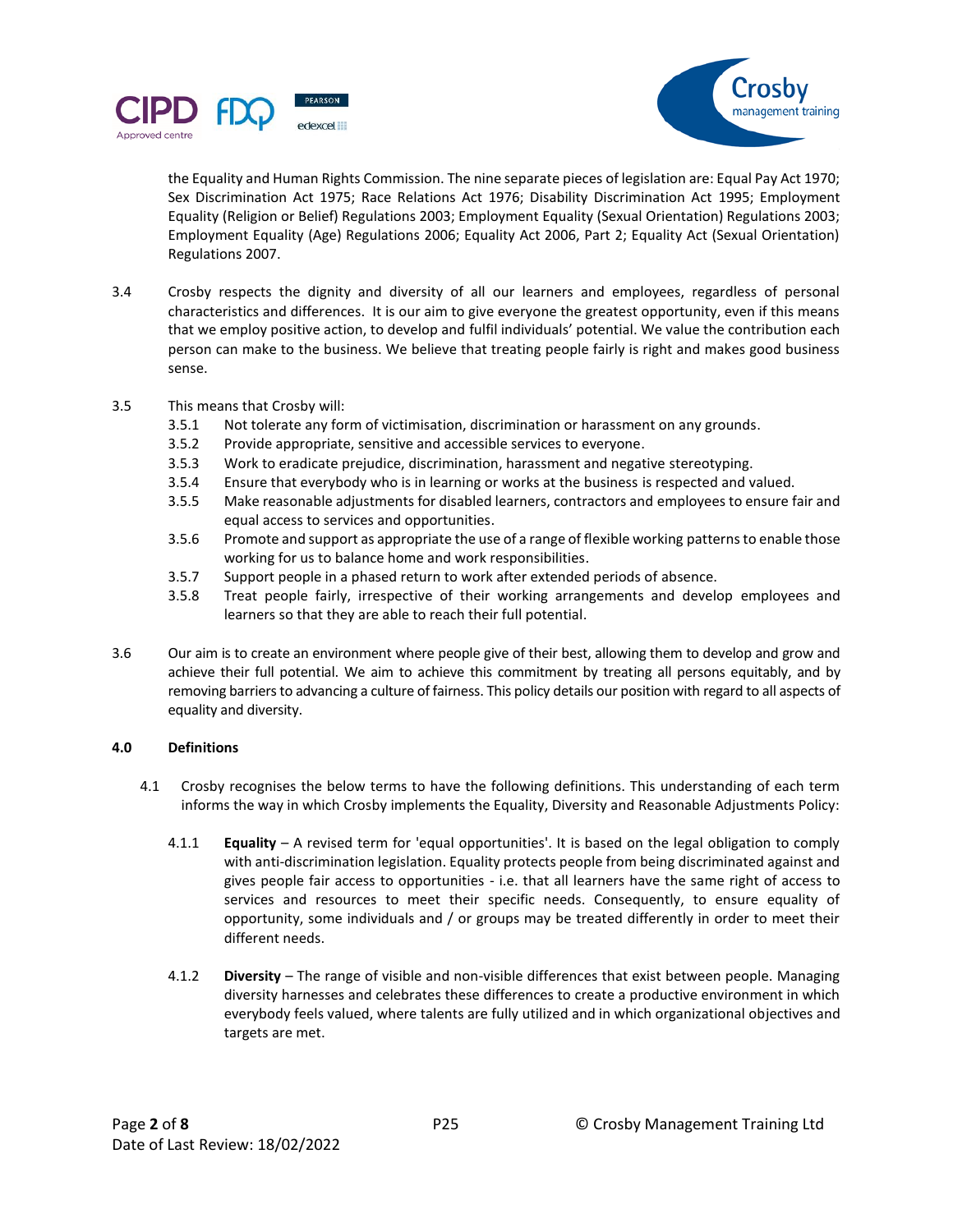the Equality and Human Rights Commission. The nine separate pieces of legislation are: Equal Pay Act 1970; Sex Discrimination Act 1975; Race Relations Act 1976; Disability Discrimination Act 1995; Employment Equality (Religion or Belief) Regulations 2003; Employment Equality (Sexual Orientation) Regulations 2003; Employment Equality (Age) Regulations 2006; Equality Act 2006, Part 2; Equality Act (Sexual Orientation) Regulations 2007.

3.4 Crosby respects the dignity and diversity of all our learners and employees, regardless of personal characteristics and differences. It is our aim to give everyone the greatest opportunity, even if this means that we employ positive action, to develop and fulfil individuals' potential. We value the contribution each person can make to the business. We believe that treating people fairly is right and makes good business sense.

3.5 This means that Crosby will:

- 3.5.1 Not tolerate any form of victimisation, discrimination or harassment on any grounds.
- 3.5.2 Provide appropriate, sensitive and accessible services to everyone.
- 3.5.3 Work to eradicate prejudice, discrimination, harassment and negative stereotyping.
- 3.5.4 Ensure that everybody who is in learning or works at the business is respected and valued.
- 3.5.5 Make reasonable adjustments for disabled learners, contractors and employees to ensure fair and equal access to services and opportunities.
- 3.5.6 Promote and support as appropriate the use of a range of flexible working patterns to enable those working for us to balance home and work responsibilities.
- 3.5.7 Support people in a phased return to work after extended periods of absence.
- 3.5.8 Treat people fairly, irrespective of their working arrangements and develop employees and learners so that they are able to reach their full potential.

3.6 Our aim is to create an environment where people give of their best, allowing them to develop and grow and achieve their full potential. We aim to achieve this commitment by treating all persons equitably, and by removing barriers to advancing a culture of fairness. This policy details our position with regard to all aspects of equality and diversity.

## 4.0 Definitions

4.1 Crosby recognises the below terms to have the following definitions. This understanding of each term informs the way in which Crosby implements the Equality, Diversity and Reasonable Adjustments Policy:

4.1.1 **Equality** – A revised term for 'equal opportunities'. It is based on the legal obligation to comply with anti-discrimination legislation. Equality protects people from being discriminated against and gives people fair access to opportunities - i.e. that all learners have the same right of access to services and resources to meet their specific needs. Consequently, to ensure equality of opportunity, some individuals and / or groups may be treated differently in order to meet their different needs.

4.1.2 **Diversity** – The range of visible and non-visible differences that exist between people. Managing diversity harnesses and celebrates these differences to create a productive environment in which everybody feels valued, where talents are fully utilized and in which organizational objectives and targets are met.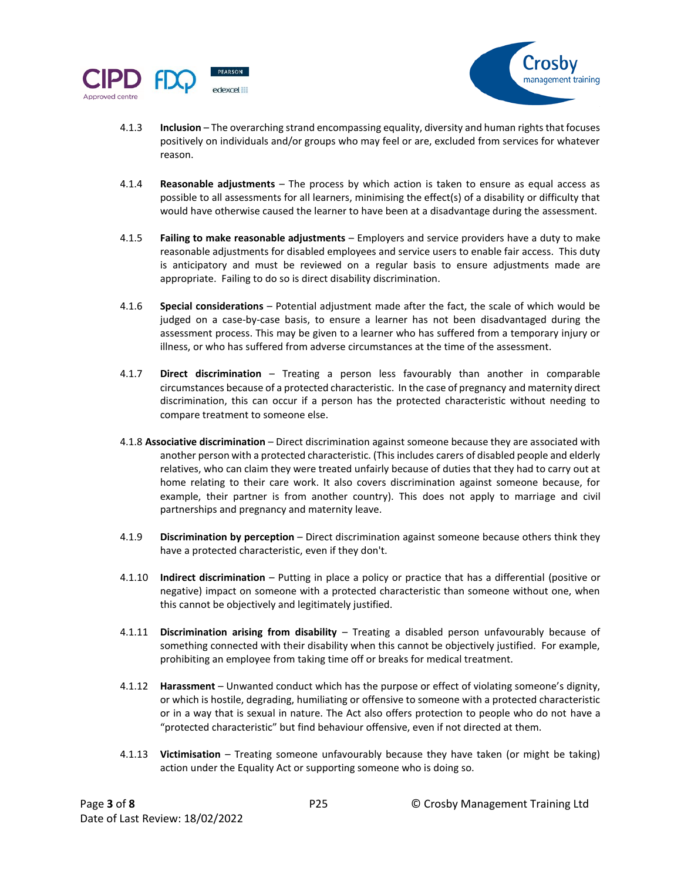4.1.3 **Inclusion** – The overarching strand encompassing equality, diversity and human rights that focuses positively on individuals and/or groups who may feel or are, excluded from services for whatever reason.

4.1.4 **Reasonable adjustments** – The process by which action is taken to ensure as equal access as possible to all assessments for all learners, minimising the effect(s) of a disability or difficulty that would have otherwise caused the learner to have been at a disadvantage during the assessment.

4.1.5 **Failing to make reasonable adjustments** – Employers and service providers have a duty to make reasonable adjustments for disabled employees and service users to enable fair access. This duty is anticipatory and must be reviewed on a regular basis to ensure adjustments made are appropriate. Failing to do so is direct disability discrimination.

4.1.6 **Special considerations** – Potential adjustment made after the fact, the scale of which would be judged on a case-by-case basis, to ensure a learner has not been disadvantaged during the assessment process. This may be given to a learner who has suffered from a temporary injury or illness, or who has suffered from adverse circumstances at the time of the assessment.

4.1.7 **Direct discrimination** – Treating a person less favourably than another in comparable circumstances because of a protected characteristic. In the case of pregnancy and maternity direct discrimination, this can occur if a person has the protected characteristic without needing to compare treatment to someone else.

4.1.8 **Associative discrimination** – Direct discrimination against someone because they are associated with another person with a protected characteristic. (This includes carers of disabled people and elderly relatives, who can claim they were treated unfairly because of duties that they had to carry out at home relating to their care work. It also covers discrimination against someone because, for example, their partner is from another country). This does not apply to marriage and civil partnerships and pregnancy and maternity leave.

4.1.9 **Discrimination by perception** – Direct discrimination against someone because others think they have a protected characteristic, even if they don't.

4.1.10 **Indirect discrimination** – Putting in place a policy or practice that has a differential (positive or negative) impact on someone with a protected characteristic than someone without one, when this cannot be objectively and legitimately justified.

4.1.11 **Discrimination arising from disability** – Treating a disabled person unfavourably because of something connected with their disability when this cannot be objectively justified. For example, prohibiting an employee from taking time off or breaks for medical treatment.

4.1.12 **Harassment** – Unwanted conduct which has the purpose or effect of violating someone's dignity, or which is hostile, degrading, humiliating or offensive to someone with a protected characteristic or in a way that is sexual in nature. The Act also offers protection to people who do not have a "protected characteristic" but find behaviour offensive, even if not directed at them.

4.1.13 **Victimisation** – Treating someone unfavourably because they have taken (or might be taking) action under the Equality Act or supporting someone who is doing so.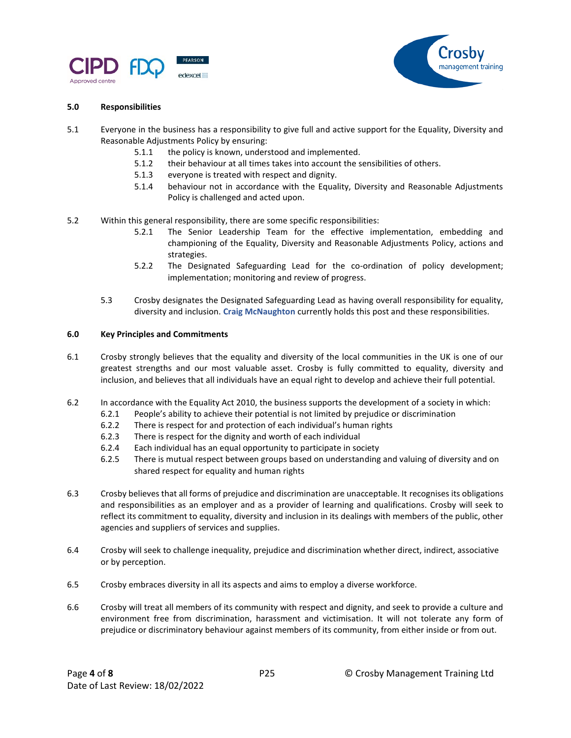## 5.0 Responsibilities

5.1 Everyone in the business has a responsibility to give full and active support for the Equality, Diversity and Reasonable Adjustments Policy by ensuring:

- 5.1.1 the policy is known, understood and implemented.
- 5.1.2 their behaviour at all times takes into account the sensibilities of others.
- 5.1.3 everyone is treated with respect and dignity.
- 5.1.4 behaviour not in accordance with the Equality, Diversity and Reasonable Adjustments Policy is challenged and acted upon.

5.2 Within this general responsibility, there are some specific responsibilities:

- 5.2.1 The Senior Leadership Team for the effective implementation, embedding and championing of the Equality, Diversity and Reasonable Adjustments Policy, actions and strategies.
- 5.2.2 The Designated Safeguarding Lead for the co-ordination of policy development; implementation; monitoring and review of progress.

5.3 Crosby designates the Designated Safeguarding Lead as having overall responsibility for equality, diversity and inclusion. **Craig McNaughton** currently holds this post and these responsibilities.

## 6.0 Key Principles and Commitments

6.1 Crosby strongly believes that the equality and diversity of the local communities in the UK is one of our greatest strengths and our most valuable asset. Crosby is fully committed to equality, diversity and inclusion, and believes that all individuals have an equal right to develop and achieve their full potential.

6.2 In accordance with the Equality Act 2010, the business supports the development of a society in which:

- 6.2.1 People's ability to achieve their potential is not limited by prejudice or discrimination
- 6.2.2 There is respect for and protection of each individual's human rights
- 6.2.3 There is respect for the dignity and worth of each individual
- 6.2.4 Each individual has an equal opportunity to participate in society
- 6.2.5 There is mutual respect between groups based on understanding and valuing of diversity and on shared respect for equality and human rights

6.3 Crosby believes that all forms of prejudice and discrimination are unacceptable. It recognises its obligations and responsibilities as an employer and as a provider of learning and qualifications. Crosby will seek to reflect its commitment to equality, diversity and inclusion in its dealings with members of the public, other agencies and suppliers of services and supplies.

6.4 Crosby will seek to challenge inequality, prejudice and discrimination whether direct, indirect, associative or by perception.

6.5 Crosby embraces diversity in all its aspects and aims to employ a diverse workforce.

6.6 Crosby will treat all members of its community with respect and dignity, and seek to provide a culture and environment free from discrimination, harassment and victimisation. It will not tolerate any form of prejudice or discriminatory behaviour against members of its community, from either inside or from out.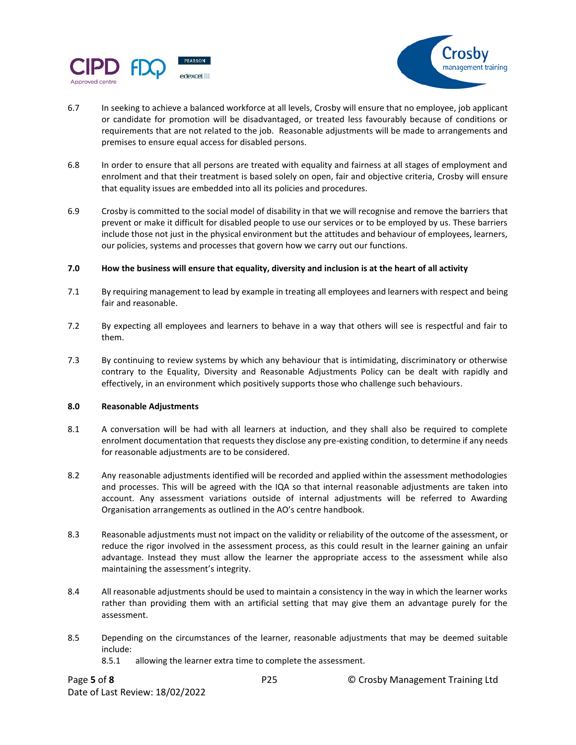6.7 In seeking to achieve a balanced workforce at all levels, Crosby will ensure that no employee, job applicant or candidate for promotion will be disadvantaged, or treated less favourably because of conditions or requirements that are not related to the job. Reasonable adjustments will be made to arrangements and premises to ensure equal access for disabled persons.

6.8 In order to ensure that all persons are treated with equality and fairness at all stages of employment and enrolment and that their treatment is based solely on open, fair and objective criteria, Crosby will ensure that equality issues are embedded into all its policies and procedures.

6.9 Crosby is committed to the social model of disability in that we will recognise and remove the barriers that prevent or make it difficult for disabled people to use our services or to be employed by us. These barriers include those not just in the physical environment but the attitudes and behaviour of employees, learners, our policies, systems and processes that govern how we carry out our functions.

**7.0 How the business will ensure that equality, diversity and inclusion is at the heart of all activity**

7.1 By requiring management to lead by example in treating all employees and learners with respect and being fair and reasonable.

7.2 By expecting all employees and learners to behave in a way that others will see is respectful and fair to them.

7.3 By continuing to review systems by which any behaviour that is intimidating, discriminatory or otherwise contrary to the Equality, Diversity and Reasonable Adjustments Policy can be dealt with rapidly and effectively, in an environment which positively supports those who challenge such behaviours.

**8.0 Reasonable Adjustments**

8.1 A conversation will be had with all learners at induction, and they shall also be required to complete enrolment documentation that requests they disclose any pre-existing condition, to determine if any needs for reasonable adjustments are to be considered.

8.2 Any reasonable adjustments identified will be recorded and applied within the assessment methodologies and processes. This will be agreed with the IQA so that internal reasonable adjustments are taken into account. Any assessment variations outside of internal adjustments will be referred to Awarding Organisation arrangements as outlined in the AO's centre handbook.

8.3 Reasonable adjustments must not impact on the validity or reliability of the outcome of the assessment, or reduce the rigor involved in the assessment process, as this could result in the learner gaining an unfair advantage. Instead they must allow the learner the appropriate access to the assessment while also maintaining the assessment's integrity.

8.4 All reasonable adjustments should be used to maintain a consistency in the way in which the learner works rather than providing them with an artificial setting that may give them an advantage purely for the assessment.

8.5 Depending on the circumstances of the learner, reasonable adjustments that may be deemed suitable include:

8.5.1 allowing the learner extra time to complete the assessment.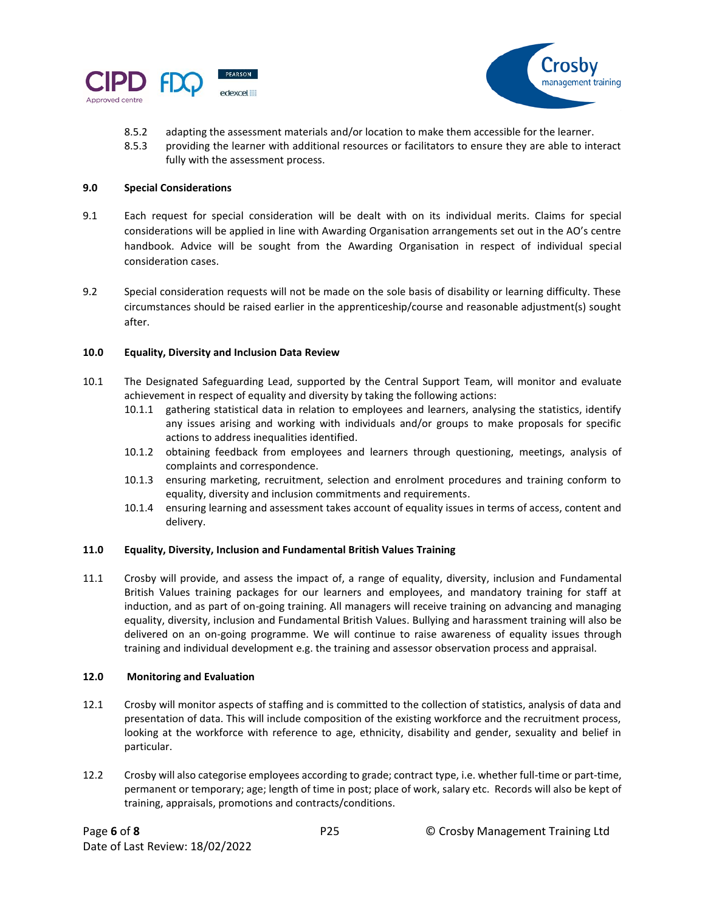8.5.2 adapting the assessment materials and/or location to make them accessible for the learner.

8.5.3 providing the learner with additional resources or facilitators to ensure they are able to interact fully with the assessment process.

**9.0 Special Considerations**

9.1 Each request for special consideration will be dealt with on its individual merits. Claims for special considerations will be applied in line with Awarding Organisation arrangements set out in the AO's centre handbook. Advice will be sought from the Awarding Organisation in respect of individual special consideration cases.

9.2 Special consideration requests will not be made on the sole basis of disability or learning difficulty. These circumstances should be raised earlier in the apprenticeship/course and reasonable adjustment(s) sought after.

**10.0 Equality, Diversity and Inclusion Data Review**

10.1 The Designated Safeguarding Lead, supported by the Central Support Team, will monitor and evaluate achievement in respect of equality and diversity by taking the following actions:

10.1.1 gathering statistical data in relation to employees and learners, analysing the statistics, identify any issues arising and working with individuals and/or groups to make proposals for specific actions to address inequalities identified.

10.1.2 obtaining feedback from employees and learners through questioning, meetings, analysis of complaints and correspondence.

10.1.3 ensuring marketing, recruitment, selection and enrolment procedures and training conform to equality, diversity and inclusion commitments and requirements.

10.1.4 ensuring learning and assessment takes account of equality issues in terms of access, content and delivery.

**11.0 Equality, Diversity, Inclusion and Fundamental British Values Training**

11.1 Crosby will provide, and assess the impact of, a range of equality, diversity, inclusion and Fundamental British Values training packages for our learners and employees, and mandatory training for staff at induction, and as part of on-going training. All managers will receive training on advancing and managing equality, diversity, inclusion and Fundamental British Values. Bullying and harassment training will also be delivered on an on-going programme. We will continue to raise awareness of equality issues through training and individual development e.g. the training and assessor observation process and appraisal.

**12.0 Monitoring and Evaluation**

12.1 Crosby will monitor aspects of staffing and is committed to the collection of statistics, analysis of data and presentation of data. This will include composition of the existing workforce and the recruitment process, looking at the workforce with reference to age, ethnicity, disability and gender, sexuality and belief in particular.

12.2 Crosby will also categorise employees according to grade; contract type, i.e. whether full-time or part-time, permanent or temporary; age; length of time in post; place of work, salary etc. Records will also be kept of training, appraisals, promotions and contracts/conditions.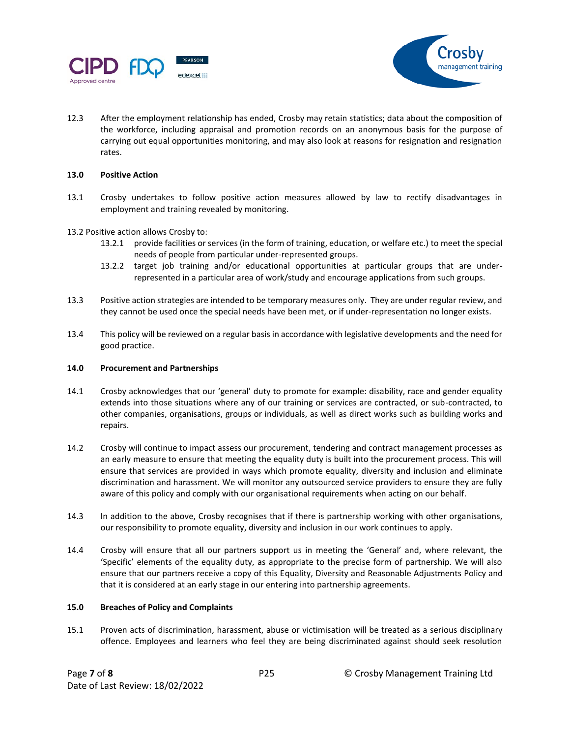12.3 After the employment relationship has ended, Crosby may retain statistics; data about the composition of the workforce, including appraisal and promotion records on an anonymous basis for the purpose of carrying out equal opportunities monitoring, and may also look at reasons for resignation and resignation rates.

**13.0 Positive Action**

13.1 Crosby undertakes to follow positive action measures allowed by law to rectify disadvantages in employment and training revealed by monitoring.

13.2 Positive action allows Crosby to:

- 13.2.1 provide facilities or services (in the form of training, education, or welfare etc.) to meet the special needs of people from particular under-represented groups.
- 13.2.2 target job training and/or educational opportunities at particular groups that are under-represented in a particular area of work/study and encourage applications from such groups.

13.3 Positive action strategies are intended to be temporary measures only. They are under regular review, and they cannot be used once the special needs have been met, or if under-representation no longer exists.

13.4 This policy will be reviewed on a regular basis in accordance with legislative developments and the need for good practice.

**14.0 Procurement and Partnerships**

14.1 Crosby acknowledges that our 'general' duty to promote for example: disability, race and gender equality extends into those situations where any of our training or services are contracted, or sub-contracted, to other companies, organisations, groups or individuals, as well as direct works such as building works and repairs.

14.2 Crosby will continue to impact assess our procurement, tendering and contract management processes as an early measure to ensure that meeting the equality duty is built into the procurement process. This will ensure that services are provided in ways which promote equality, diversity and inclusion and eliminate discrimination and harassment. We will monitor any outsourced service providers to ensure they are fully aware of this policy and comply with our organisational requirements when acting on our behalf.

14.3 In addition to the above, Crosby recognises that if there is partnership working with other organisations, our responsibility to promote equality, diversity and inclusion in our work continues to apply.

14.4 Crosby will ensure that all our partners support us in meeting the 'General' and, where relevant, the 'Specific' elements of the equality duty, as appropriate to the precise form of partnership. We will also ensure that our partners receive a copy of this Equality, Diversity and Reasonable Adjustments Policy and that it is considered at an early stage in our entering into partnership agreements.

**15.0 Breaches of Policy and Complaints**

15.1 Proven acts of discrimination, harassment, abuse or victimisation will be treated as a serious disciplinary offence. Employees and learners who feel they are being discriminated against should seek resolution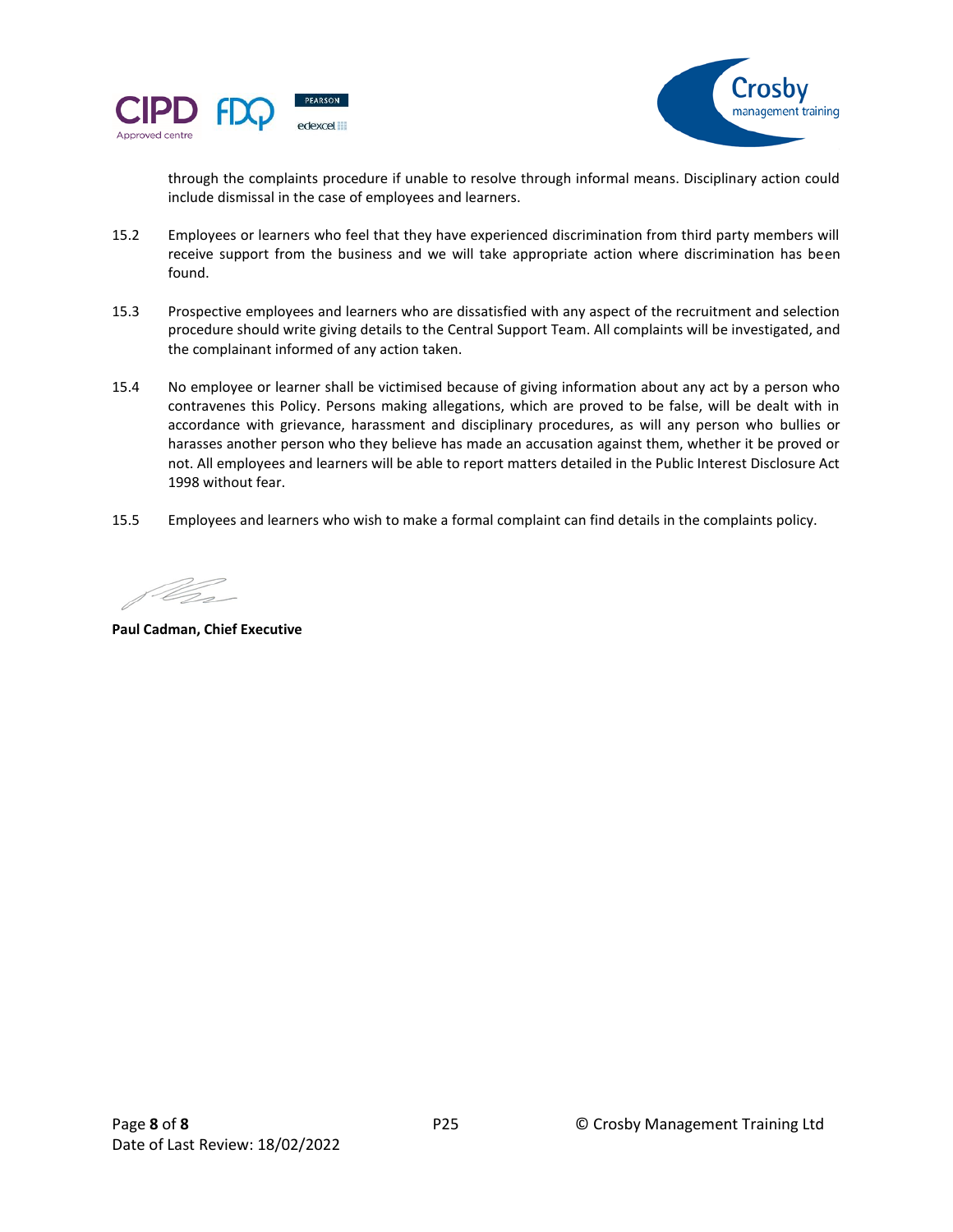through the complaints procedure if unable to resolve through informal means. Disciplinary action could include dismissal in the case of employees and learners.

15.2 Employees or learners who feel that they have experienced discrimination from third party members will receive support from the business and we will take appropriate action where discrimination has been found.

15.3 Prospective employees and learners who are dissatisfied with any aspect of the recruitment and selection procedure should write giving details to the Central Support Team. All complaints will be investigated, and the complainant informed of any action taken.

15.4 No employee or learner shall be victimised because of giving information about any act by a person who contravenes this Policy. Persons making allegations, which are proved to be false, will be dealt with in accordance with grievance, harassment and disciplinary procedures, as will any person who bullies or harasses another person who they believe has made an accusation against them, whether it be proved or not. All employees and learners will be able to report matters detailed in the Public Interest Disclosure Act 1998 without fear.

15.5 Employees and learners who wish to make a formal complaint can find details in the complaints policy.

**Paul Cadman, Chief Executive**